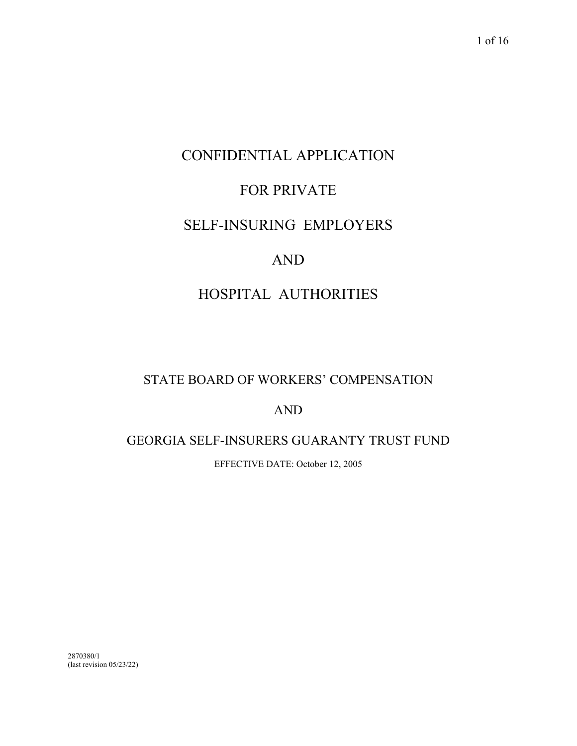# CONFIDENTIAL APPLICATION

# FOR PRIVATE

# SELF-INSURING EMPLOYERS

# AND

# HOSPITAL AUTHORITIES

## STATE BOARD OF WORKERS' COMPENSATION

## AND

## GEORGIA SELF-INSURERS GUARANTY TRUST FUND

EFFECTIVE DATE: October 12, 2005

2870380/1
(last revision 05/23/22)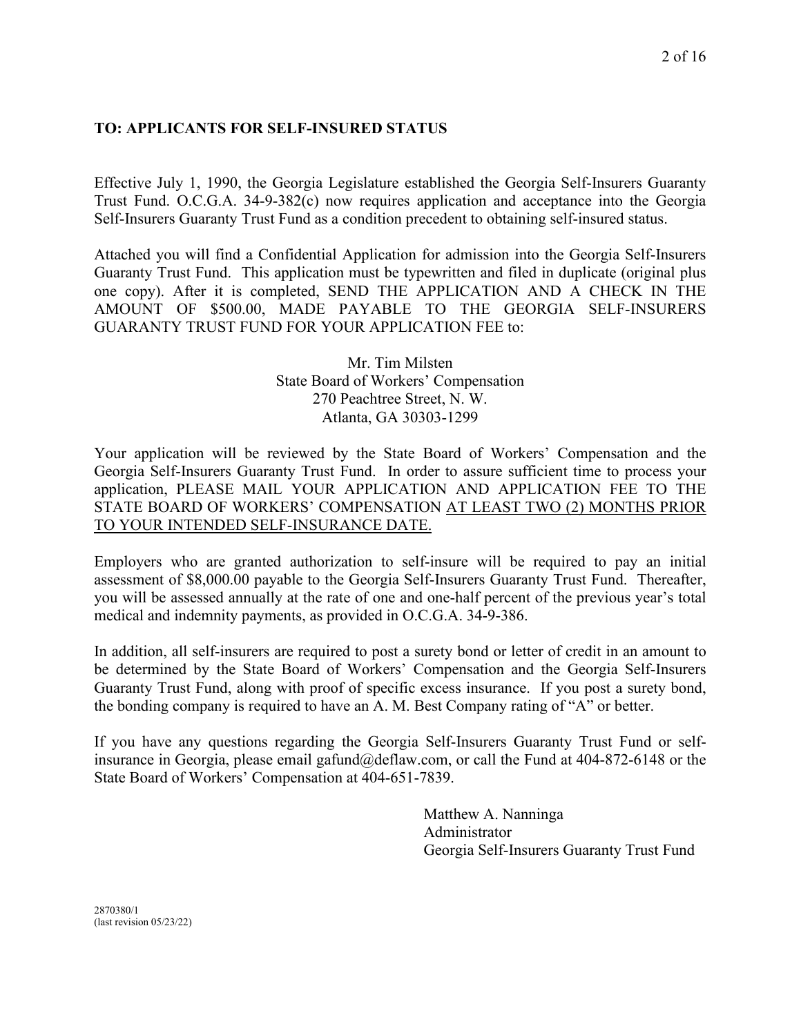**TO: APPLICANTS FOR SELF-INSURED STATUS**

Effective July 1, 1990, the Georgia Legislature established the Georgia Self-Insurers Guaranty Trust Fund. O.C.G.A. 34-9-382(c) now requires application and acceptance into the Georgia Self-Insurers Guaranty Trust Fund as a condition precedent to obtaining self-insured status.

Attached you will find a Confidential Application for admission into the Georgia Self-Insurers Guaranty Trust Fund. This application must be typewritten and filed in duplicate (original plus one copy). After it is completed, SEND THE APPLICATION AND A CHECK IN THE AMOUNT OF $500.00, MADE PAYABLE TO THE GEORGIA SELF-INSURERS GUARANTY TRUST FUND FOR YOUR APPLICATION FEE to:

Mr. Tim Milsten
State Board of Workers' Compensation
270 Peachtree Street, N. W.
Atlanta, GA 30303-1299

Your application will be reviewed by the State Board of Workers' Compensation and the Georgia Self-Insurers Guaranty Trust Fund. In order to assure sufficient time to process your application, PLEASE MAIL YOUR APPLICATION AND APPLICATION FEE TO THE STATE BOARD OF WORKERS' COMPENSATION AT LEAST TWO (2) MONTHS PRIOR TO YOUR INTENDED SELF-INSURANCE DATE.

Employers who are granted authorization to self-insure will be required to pay an initial assessment of $8,000.00 payable to the Georgia Self-Insurers Guaranty Trust Fund. Thereafter, you will be assessed annually at the rate of one and one-half percent of the previous year's total medical and indemnity payments, as provided in O.C.G.A. 34-9-386.

In addition, all self-insurers are required to post a surety bond or letter of credit in an amount to be determined by the State Board of Workers' Compensation and the Georgia Self-Insurers Guaranty Trust Fund, along with proof of specific excess insurance. If you post a surety bond, the bonding company is required to have an A. M. Best Company rating of "A" or better.

If you have any questions regarding the Georgia Self-Insurers Guaranty Trust Fund or self-insurance in Georgia, please email gafund@deflaw.com, or call the Fund at 404-872-6148 or the State Board of Workers' Compensation at 404-651-7839.

Matthew A. Nanninga
Administrator
Georgia Self-Insurers Guaranty Trust Fund

2870380/1
(last revision 05/23/22)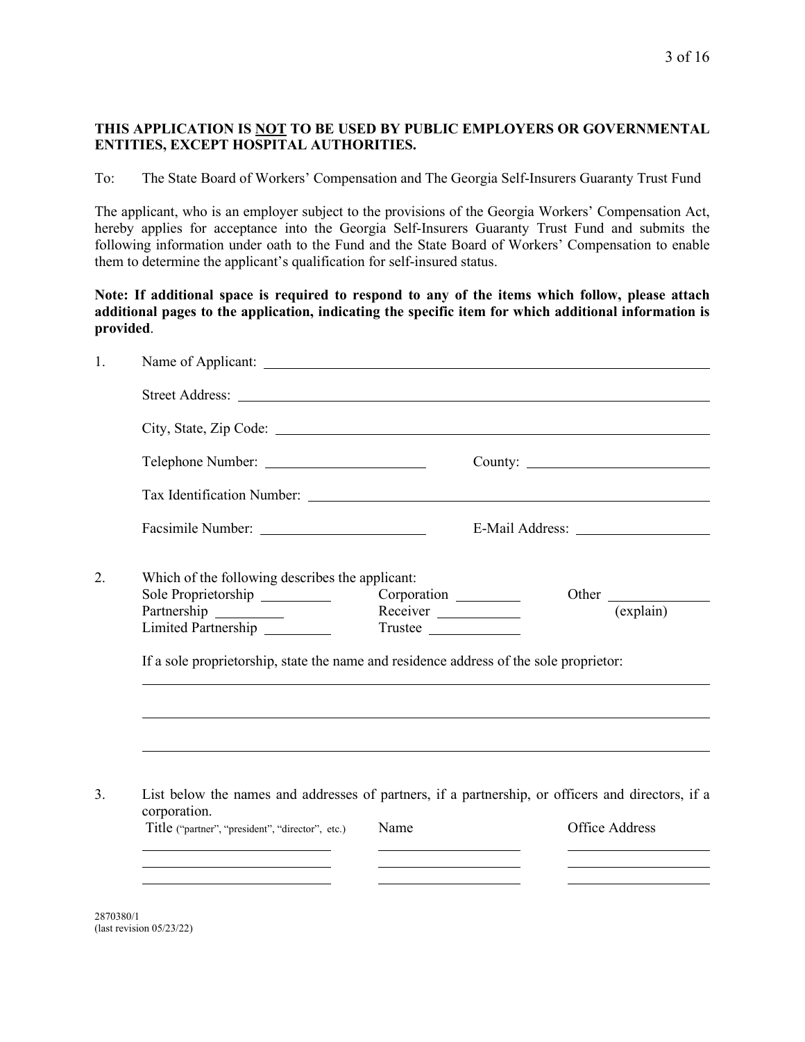**THIS APPLICATION IS <u>NOT</u> TO BE USED BY PUBLIC EMPLOYERS OR GOVERNMENTAL ENTITIES, EXCEPT HOSPITAL AUTHORITIES.**

To: The State Board of Workers' Compensation and The Georgia Self-Insurers Guaranty Trust Fund

The applicant, who is an employer subject to the provisions of the Georgia Workers' Compensation Act, hereby applies for acceptance into the Georgia Self-Insurers Guaranty Trust Fund and submits the following information under oath to the Fund and the State Board of Workers' Compensation to enable them to determine the applicant's qualification for self-insured status.

**Note: If additional space is required to respond to any of the items which follow, please attach additional pages to the application, indicating the specific item for which additional information is provided**.

1. Name of Applicant: ______________________________

   Street Address: ______________________________

   City, State, Zip Code: ______________________________

   Telephone Number: ______________ County: ______________

   Tax Identification Number: ______________________________

   Facsimile Number: ______________ E-Mail Address: ______________

2. Which of the following describes the applicant:

   Sole Proprietorship __________ Corporation __________ Other __________ (explain)
   Partnership __________ Receiver __________
   Limited Partnership __________ Trustee __________

   If a sole proprietorship, state the name and residence address of the sole proprietor:

   ______________________________
   ______________________________
   ______________________________

3. List below the names and addresses of partners, if a partnership, or officers and directors, if a corporation.

| Title ("partner", "president", "director", etc.) | Name | Office Address |
| --- | --- | --- |
| | | |
| | | |
| | | |

2870380/1
(last revision 05/23/22)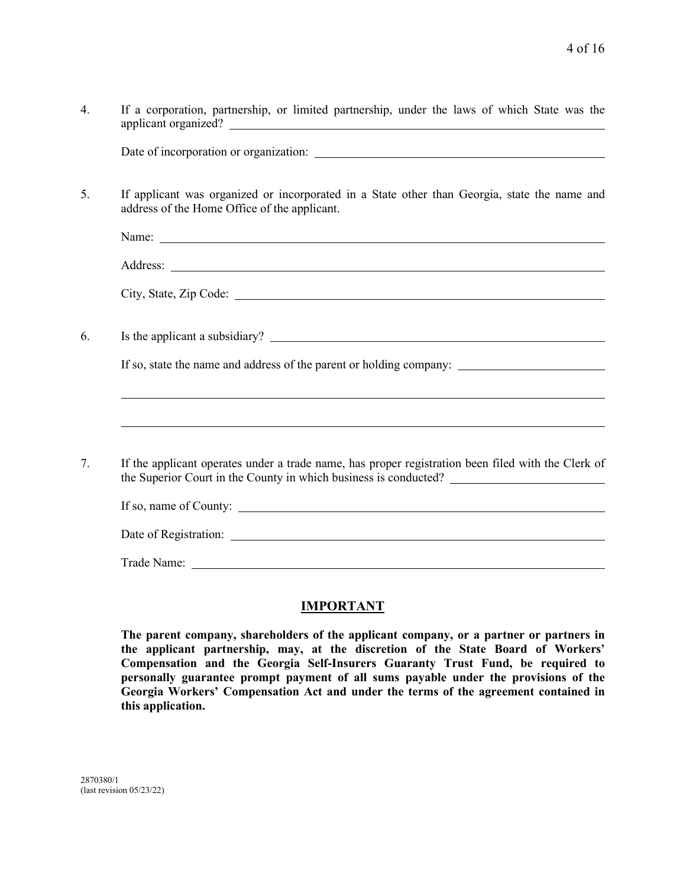4. If a corporation, partnership, or limited partnership, under the laws of which State was the applicant organized? ______________________

   Date of incorporation or organization: ______________________

5. If applicant was organized or incorporated in a State other than Georgia, state the name and address of the Home Office of the applicant.

   Name: ______________________

   Address: ______________________

   City, State, Zip Code: ______________________

6. Is the applicant a subsidiary? ______________________

   If so, state the name and address of the parent or holding company: ______________________

   ______________________

   ______________________

7. If the applicant operates under a trade name, has proper registration been filed with the Clerk of the Superior Court in the County in which business is conducted? ______________________

   If so, name of County: ______________________

   Date of Registration: ______________________

   Trade Name: ______________________

## IMPORTANT

**The parent company, shareholders of the applicant company, or a partner or partners in the applicant partnership, may, at the discretion of the State Board of Workers' Compensation and the Georgia Self-Insurers Guaranty Trust Fund, be required to personally guarantee prompt payment of all sums payable under the provisions of the Georgia Workers' Compensation Act and under the terms of the agreement contained in this application.**

2870380/1
(last revision 05/23/22)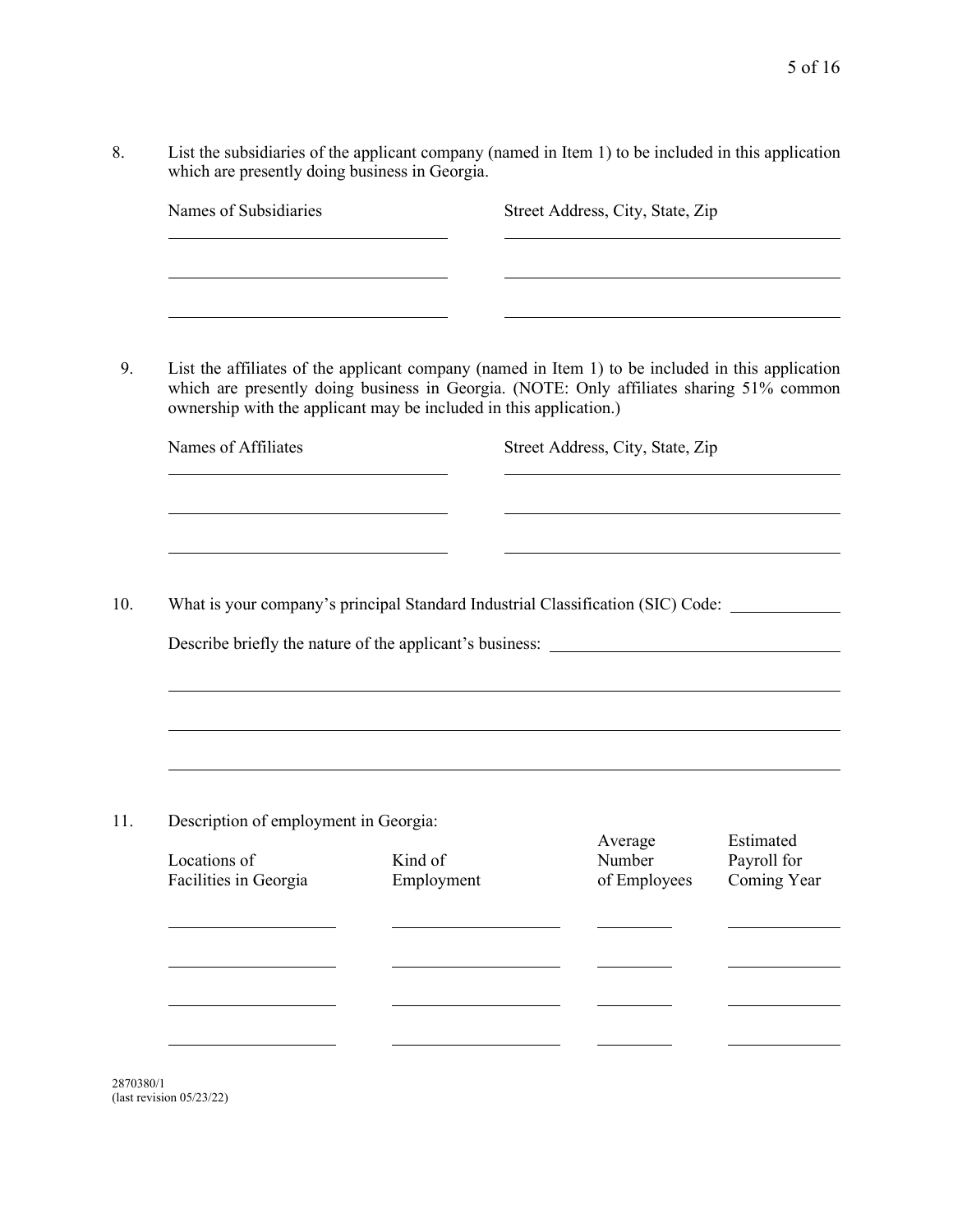8. List the subsidiaries of the applicant company (named in Item 1) to be included in this application which are presently doing business in Georgia.

| Names of Subsidiaries | Street Address, City, State, Zip |
| --- | --- |
| | |
| | |
| | |

9. List the affiliates of the applicant company (named in Item 1) to be included in this application which are presently doing business in Georgia. (NOTE: Only affiliates sharing 51% common ownership with the applicant may be included in this application.)

| Names of Affiliates | Street Address, City, State, Zip |
| --- | --- |
| | |
| | |
| | |

10. What is your company's principal Standard Industrial Classification (SIC) Code: ____________

Describe briefly the nature of the applicant's business: ________________________________

________________________________________________________________________________

________________________________________________________________________________

________________________________________________________________________________

11. Description of employment in Georgia:

| Locations of Facilities in Georgia | Kind of Employment | Average Number of Employees | Estimated Payroll for Coming Year |
| --- | --- | --- | --- |
| | | | |
| | | | |
| | | | |
| | | | |

2870380/1
(last revision 05/23/22)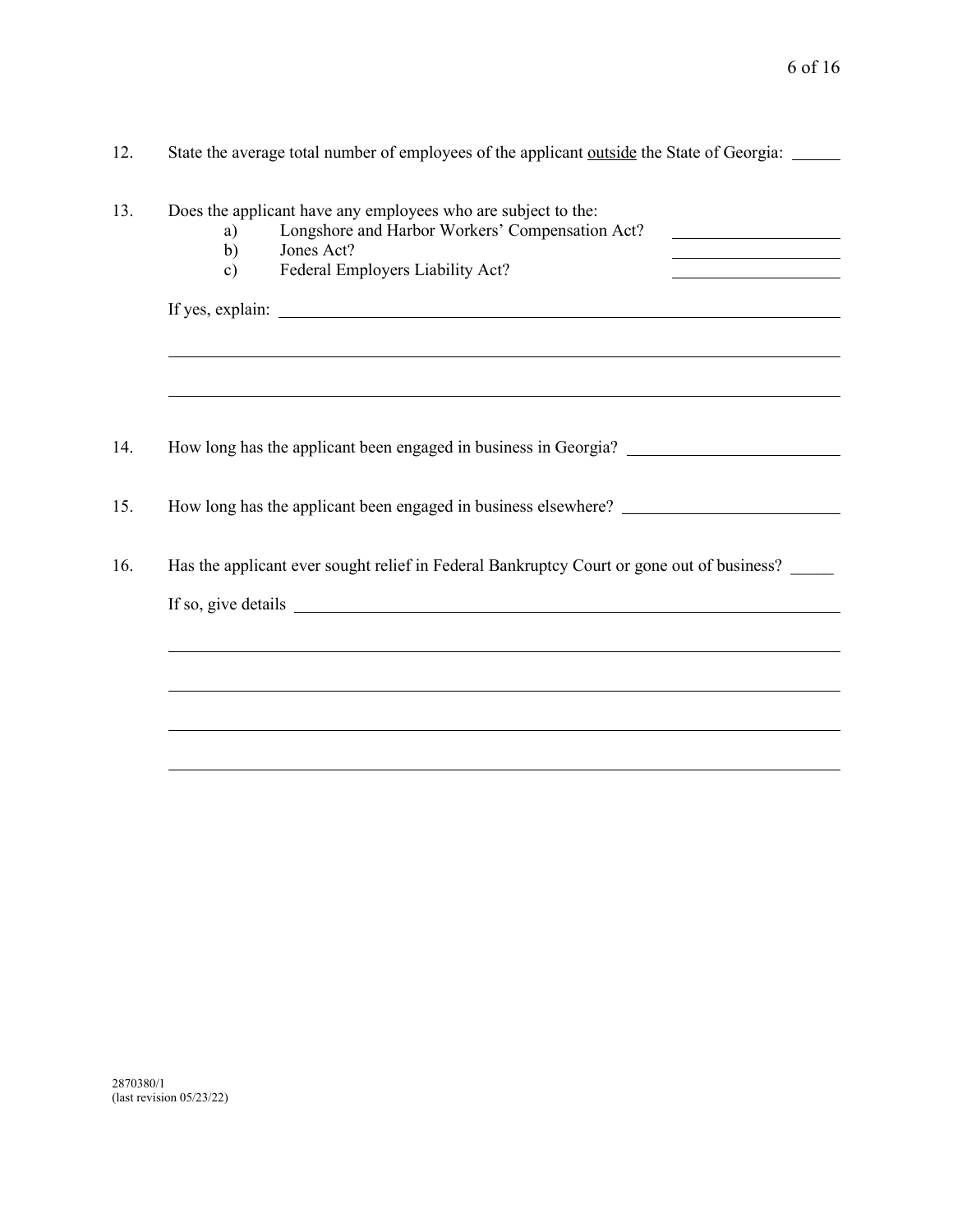12. State the average total number of employees of the applicant <u>outside</u> the State of Georgia: ______

13. Does the applicant have any employees who are subject to the:
    a) Longshore and Harbor Workers' Compensation Act? ____________________
    b) Jones Act? ____________________
    c) Federal Employers Liability Act? ____________________

    If yes, explain: ______________________________________________________________

    ______________________________________________________________________________

    ______________________________________________________________________________

14. How long has the applicant been engaged in business in Georgia? _________________________

15. How long has the applicant been engaged in business elsewhere? _________________________

16. Has the applicant ever sought relief in Federal Bankruptcy Court or gone out of business? _____

    If so, give details ______________________________________________________________

    ______________________________________________________________________________

    ______________________________________________________________________________

    ______________________________________________________________________________

    ______________________________________________________________________________

2870380/1
(last revision 05/23/22)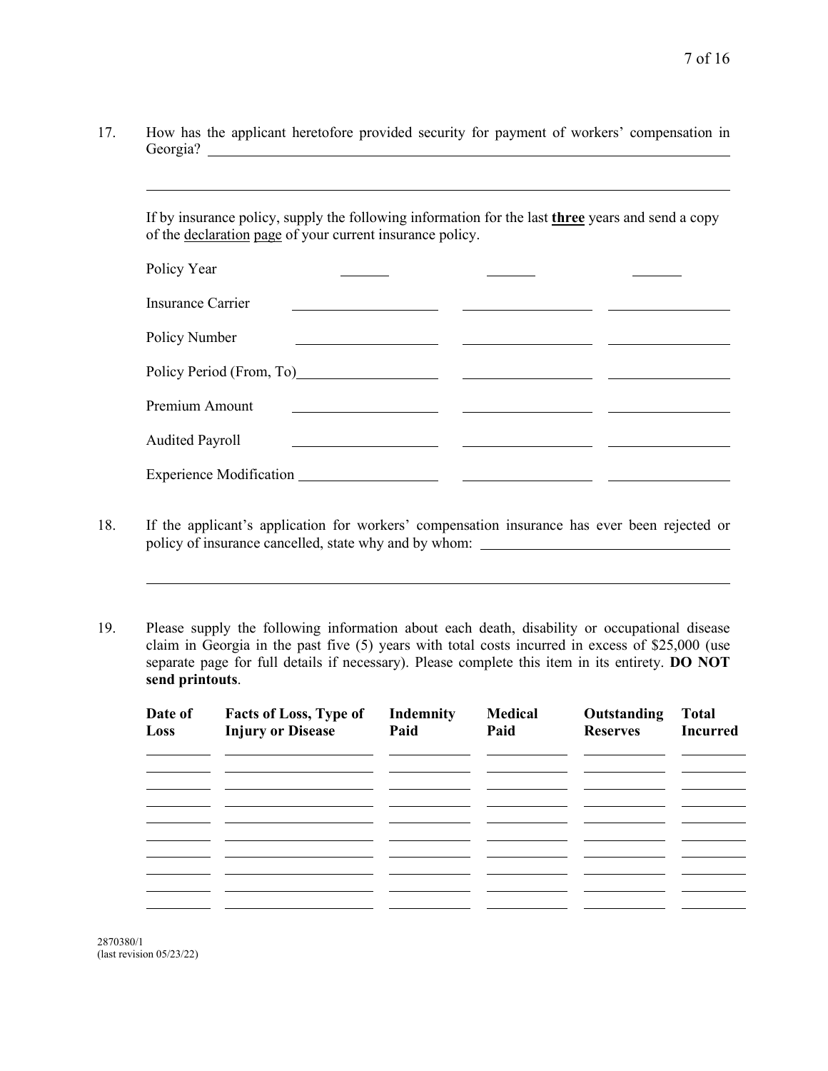17. How has the applicant heretofore provided security for payment of workers' compensation in Georgia? ______________________________________________________________

______________________________________________________________________________

If by insurance policy, supply the following information for the last **three** years and send a copy of the <u>declaration</u> <u>page</u> of your current insurance policy.

| Policy Year | | | |
|---|---|---|---|
| Insurance Carrier | | | |
| Policy Number | | | |
| Policy Period (From, To) | | | |
| Premium Amount | | | |
| Audited Payroll | | | |
| Experience Modification | | | |

18. If the applicant's application for workers' compensation insurance has ever been rejected or policy of insurance cancelled, state why and by whom: ______________________________

______________________________________________________________________________

19. Please supply the following information about each death, disability or occupational disease claim in Georgia in the past five (5) years with total costs incurred in excess of $25,000 (use separate page for full details if necessary). Please complete this item in its entirety. **DO NOT send printouts**.

| Date of Loss | Facts of Loss, Type of Injury or Disease | Indemnity Paid | Medical Paid | Outstanding Reserves | Total Incurred |
|---|---|---|---|---|---|
| | | | | | |
| | | | | | |
| | | | | | |
| | | | | | |
| | | | | | |
| | | | | | |
| | | | | | |
| | | | | | |
| | | | | | |
| | | | | | |

2870380/1
(last revision 05/23/22)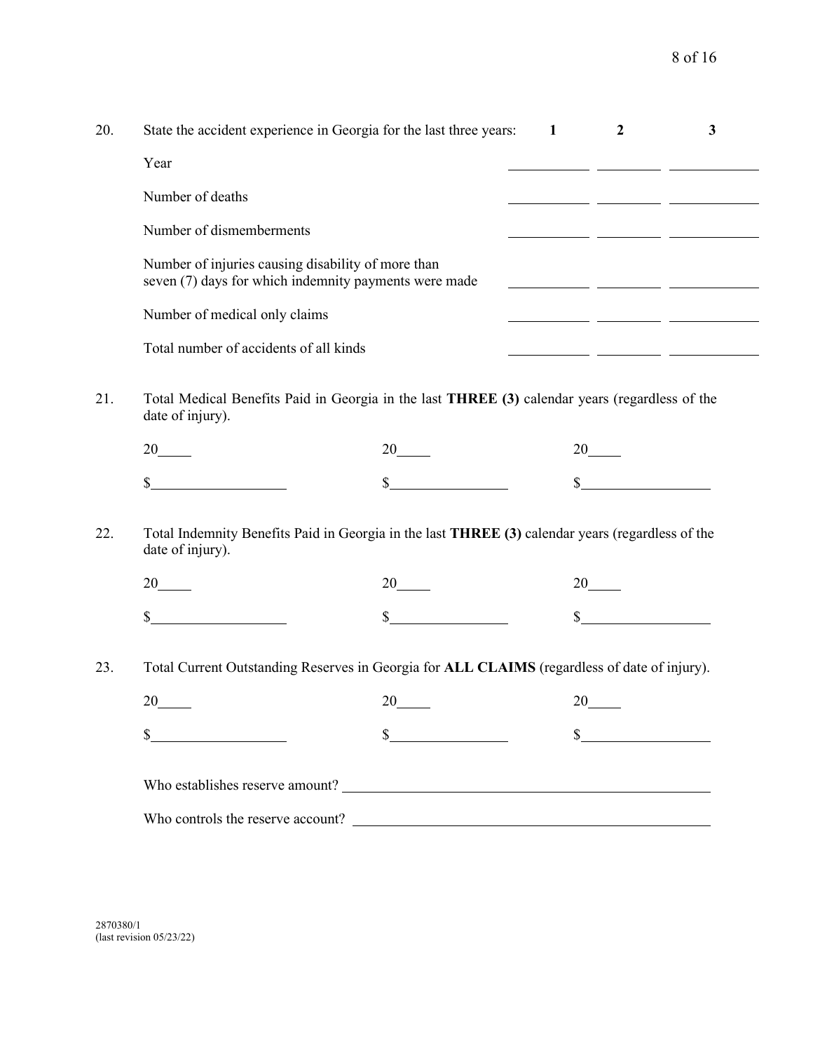20. State the accident experience in Georgia for the last three years:

| | **1** | **2** | **3** |
|---|---|---|---|
| Year | ______ | ______ | ______ |
| Number of deaths | ______ | ______ | ______ |
| Number of dismemberments | ______ | ______ | ______ |
| Number of injuries causing disability of more than seven (7) days for which indemnity payments were made | ______ | ______ | ______ |
| Number of medical only claims | ______ | ______ | ______ |
| Total number of accidents of all kinds | ______ | ______ | ______ |

21. Total Medical Benefits Paid in Georgia in the last **THREE (3)** calendar years (regardless of the date of injury).

| 20____ | 20____ | 20____ |
|---|---|---|
| $__________ | $__________ | $__________ |

22. Total Indemnity Benefits Paid in Georgia in the last **THREE (3)** calendar years (regardless of the date of injury).

| 20____ | 20____ | 20____ |
|---|---|---|
| $__________ | $__________ | $__________ |

23. Total Current Outstanding Reserves in Georgia for **ALL CLAIMS** (regardless of date of injury).

| 20____ | 20____ | 20____ |
|---|---|---|
| $__________ | $__________ | $__________ |

Who establishes reserve amount? ______________________________

Who controls the reserve account? ______________________________

2870380/1
(last revision 05/23/22)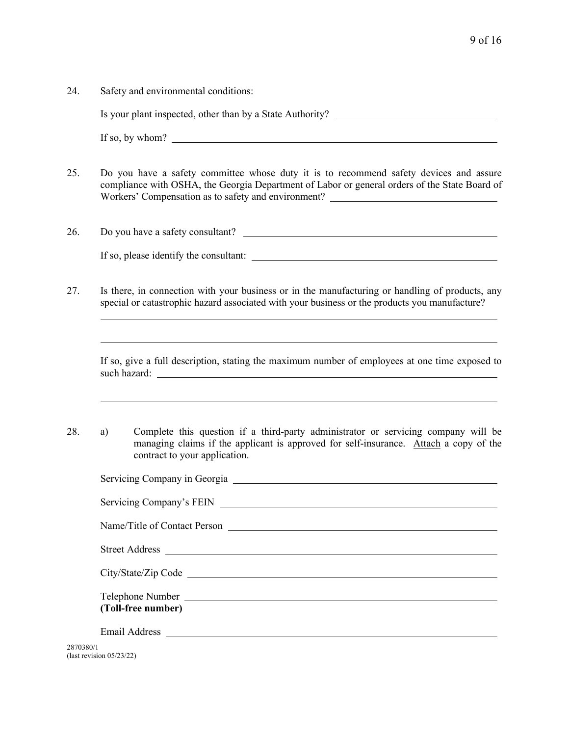24. Safety and environmental conditions:

    Is your plant inspected, other than by a State Authority? ______________________

    If so, by whom? ______________________

25. Do you have a safety committee whose duty it is to recommend safety devices and assure compliance with OSHA, the Georgia Department of Labor or general orders of the State Board of Workers' Compensation as to safety and environment? ______________________

26. Do you have a safety consultant? ______________________

    If so, please identify the consultant: ______________________

27. Is there, in connection with your business or in the manufacturing or handling of products, any special or catastrophic hazard associated with your business or the products you manufacture?

    ______________________

    ______________________

    If so, give a full description, stating the maximum number of employees at one time exposed to such hazard: ______________________

    ______________________

28. a) Complete this question if a third-party administrator or servicing company will be managing claims if the applicant is approved for self-insurance. Attach a copy of the contract to your application.

    Servicing Company in Georgia ______________________

    Servicing Company's FEIN ______________________

    Name/Title of Contact Person ______________________

    Street Address ______________________

    City/State/Zip Code ______________________

    Telephone Number ______________________
    **(Toll-free number)**

    Email Address ______________________

2870380/1
(last revision 05/23/22)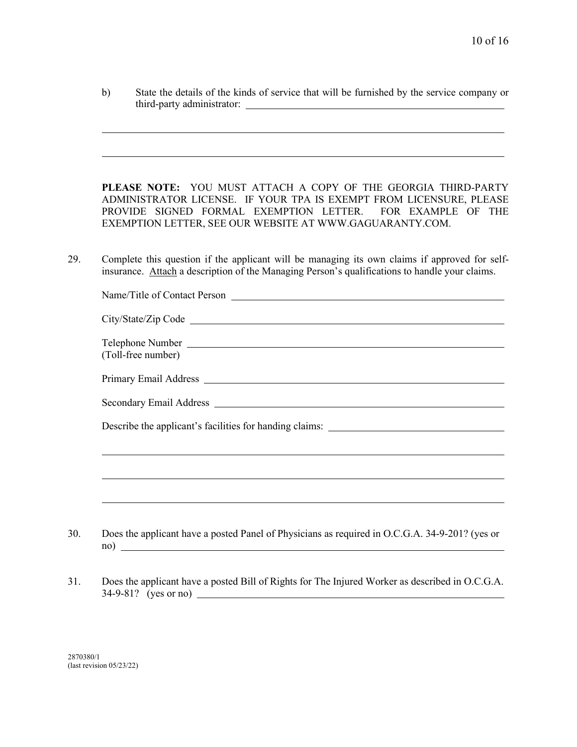b) State the details of the kinds of service that will be furnished by the service company or third-party administrator: \_\_\_\_\_\_\_\_\_\_\_\_\_\_\_\_\_\_\_\_\_\_\_\_\_\_\_\_\_\_\_\_\_\_\_\_\_\_\_\_

\_\_\_\_\_\_\_\_\_\_\_\_\_\_\_\_\_\_\_\_\_\_\_\_\_\_\_\_\_\_\_\_\_\_\_\_\_\_\_\_\_\_\_\_\_\_\_\_\_\_\_\_\_\_\_\_\_\_\_\_\_\_\_\_\_\_

\_\_\_\_\_\_\_\_\_\_\_\_\_\_\_\_\_\_\_\_\_\_\_\_\_\_\_\_\_\_\_\_\_\_\_\_\_\_\_\_\_\_\_\_\_\_\_\_\_\_\_\_\_\_\_\_\_\_\_\_\_\_\_\_\_\_

**PLEASE NOTE:** YOU MUST ATTACH A COPY OF THE GEORGIA THIRD-PARTY ADMINISTRATOR LICENSE. IF YOUR TPA IS EXEMPT FROM LICENSURE, PLEASE PROVIDE SIGNED FORMAL EXEMPTION LETTER. FOR EXAMPLE OF THE EXEMPTION LETTER, SEE OUR WEBSITE AT WWW.GAGUARANTY.COM.

29. Complete this question if the applicant will be managing its own claims if approved for self-insurance. <u>Attach</u> a description of the Managing Person's qualifications to handle your claims.

Name/Title of Contact Person \_\_\_\_\_\_\_\_\_\_\_\_\_\_\_\_\_\_\_\_\_\_\_\_\_\_\_\_\_\_\_\_\_\_\_\_\_\_\_\_

City/State/Zip Code \_\_\_\_\_\_\_\_\_\_\_\_\_\_\_\_\_\_\_\_\_\_\_\_\_\_\_\_\_\_\_\_\_\_\_\_\_\_\_\_\_\_\_\_\_\_\_\_

Telephone Number \_\_\_\_\_\_\_\_\_\_\_\_\_\_\_\_\_\_\_\_\_\_\_\_\_\_\_\_\_\_\_\_\_\_\_\_\_\_\_\_\_\_\_\_\_\_\_\_
(Toll-free number)

Primary Email Address \_\_\_\_\_\_\_\_\_\_\_\_\_\_\_\_\_\_\_\_\_\_\_\_\_\_\_\_\_\_\_\_\_\_\_\_\_\_\_\_\_\_\_\_\_\_

Secondary Email Address \_\_\_\_\_\_\_\_\_\_\_\_\_\_\_\_\_\_\_\_\_\_\_\_\_\_\_\_\_\_\_\_\_\_\_\_\_\_\_\_\_\_\_\_

Describe the applicant's facilities for handing claims: \_\_\_\_\_\_\_\_\_\_\_\_\_\_\_\_\_\_\_\_\_\_\_\_\_\_

\_\_\_\_\_\_\_\_\_\_\_\_\_\_\_\_\_\_\_\_\_\_\_\_\_\_\_\_\_\_\_\_\_\_\_\_\_\_\_\_\_\_\_\_\_\_\_\_\_\_\_\_\_\_\_\_\_\_\_\_\_\_\_\_\_\_

\_\_\_\_\_\_\_\_\_\_\_\_\_\_\_\_\_\_\_\_\_\_\_\_\_\_\_\_\_\_\_\_\_\_\_\_\_\_\_\_\_\_\_\_\_\_\_\_\_\_\_\_\_\_\_\_\_\_\_\_\_\_\_\_\_\_

\_\_\_\_\_\_\_\_\_\_\_\_\_\_\_\_\_\_\_\_\_\_\_\_\_\_\_\_\_\_\_\_\_\_\_\_\_\_\_\_\_\_\_\_\_\_\_\_\_\_\_\_\_\_\_\_\_\_\_\_\_\_\_\_\_\_

30. Does the applicant have a posted Panel of Physicians as required in O.C.G.A. 34-9-201? (yes or no) \_\_\_\_\_\_\_\_\_\_\_\_\_\_\_\_\_\_\_\_\_\_\_\_\_\_\_\_\_\_\_\_\_\_\_\_\_\_\_\_\_\_\_\_\_\_\_\_\_\_\_\_\_\_\_\_

31. Does the applicant have a posted Bill of Rights for The Injured Worker as described in O.C.G.A. 34-9-81? (yes or no) \_\_\_\_\_\_\_\_\_\_\_\_\_\_\_\_\_\_\_\_\_\_\_\_\_\_\_\_\_\_\_\_\_\_\_\_\_\_\_\_\_\_\_\_\_\_\_\_

2870380/1
(last revision 05/23/22)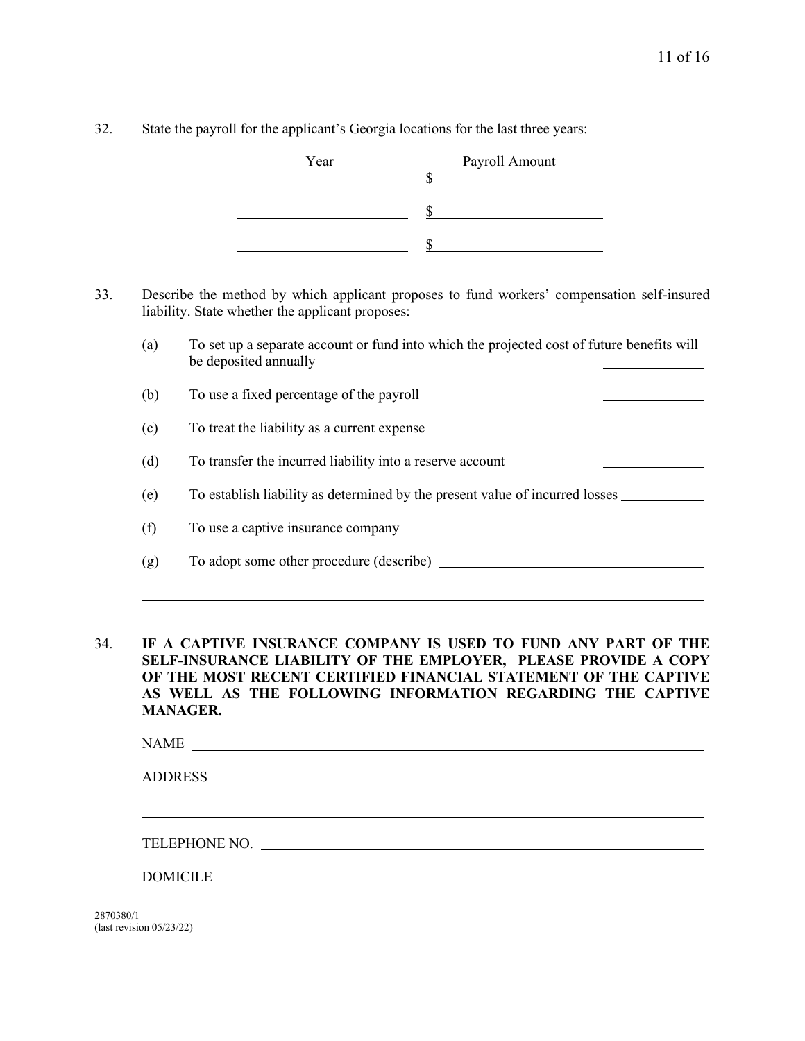32. State the payroll for the applicant's Georgia locations for the last three years:

| Year | Payroll Amount |
| --- | --- |
| ____________ | $ ____________ |
| ____________ | $ ____________ |
| ____________ | $ ____________ |

33. Describe the method by which applicant proposes to fund workers' compensation self-insured liability. State whether the applicant proposes:

   (a) To set up a separate account or fund into which the projected cost of future benefits will be deposited annually ____________

   (b) To use a fixed percentage of the payroll ____________

   (c) To treat the liability as a current expense ____________

   (d) To transfer the incurred liability into a reserve account ____________

   (e) To establish liability as determined by the present value of incurred losses ____________

   (f) To use a captive insurance company ____________

   (g) To adopt some other procedure (describe) ____________

   ________________________________________________

34. **IF A CAPTIVE INSURANCE COMPANY IS USED TO FUND ANY PART OF THE SELF-INSURANCE LIABILITY OF THE EMPLOYER, PLEASE PROVIDE A COPY OF THE MOST RECENT CERTIFIED FINANCIAL STATEMENT OF THE CAPTIVE AS WELL AS THE FOLLOWING INFORMATION REGARDING THE CAPTIVE MANAGER.**

   NAME ________________________________________________

   ADDRESS ________________________________________________

   ________________________________________________

   TELEPHONE NO. ________________________________________________

   DOMICILE ________________________________________________

2870380/1
(last revision 05/23/22)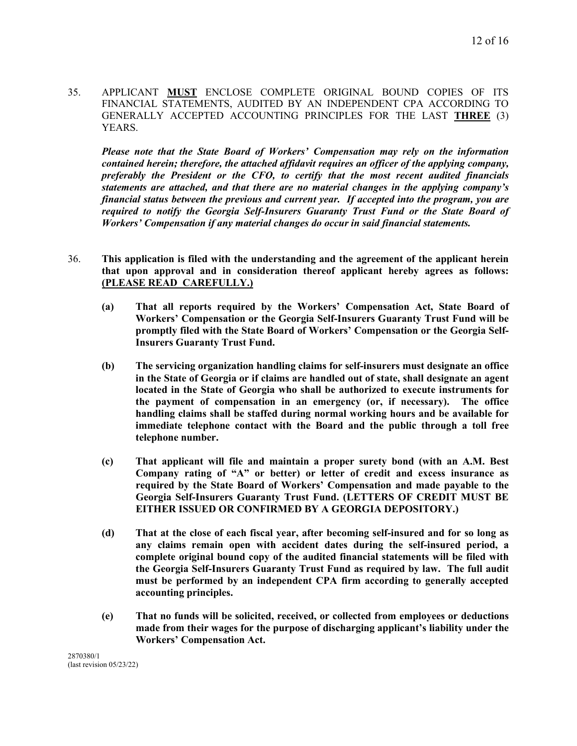35. APPLICANT **MUST** ENCLOSE COMPLETE ORIGINAL BOUND COPIES OF ITS FINANCIAL STATEMENTS, AUDITED BY AN INDEPENDENT CPA ACCORDING TO GENERALLY ACCEPTED ACCOUNTING PRINCIPLES FOR THE LAST **THREE** (3) YEARS.

    ***Please note that the State Board of Workers' Compensation may rely on the information contained herein; therefore, the attached affidavit requires an officer of the applying company, preferably the President or the CFO, to certify that the most recent audited financials statements are attached, and that there are no material changes in the applying company's financial status between the previous and current year. If accepted into the program, you are required to notify the Georgia Self-Insurers Guaranty Trust Fund or the State Board of Workers' Compensation if any material changes do occur in said financial statements.***

36. **This application is filed with the understanding and the agreement of the applicant herein that upon approval and in consideration thereof applicant hereby agrees as follows: (PLEASE READ CAREFULLY.)**

    **(a) That all reports required by the Workers' Compensation Act, State Board of Workers' Compensation or the Georgia Self-Insurers Guaranty Trust Fund will be promptly filed with the State Board of Workers' Compensation or the Georgia Self-Insurers Guaranty Trust Fund.**

    **(b) The servicing organization handling claims for self-insurers must designate an office in the State of Georgia or if claims are handled out of state, shall designate an agent located in the State of Georgia who shall be authorized to execute instruments for the payment of compensation in an emergency (or, if necessary). The office handling claims shall be staffed during normal working hours and be available for immediate telephone contact with the Board and the public through a toll free telephone number.**

    **(c) That applicant will file and maintain a proper surety bond (with an A.M. Best Company rating of "A" or better) or letter of credit and excess insurance as required by the State Board of Workers' Compensation and made payable to the Georgia Self-Insurers Guaranty Trust Fund. (LETTERS OF CREDIT MUST BE EITHER ISSUED OR CONFIRMED BY A GEORGIA DEPOSITORY.)**

    **(d) That at the close of each fiscal year, after becoming self-insured and for so long as any claims remain open with accident dates during the self-insured period, a complete original bound copy of the audited financial statements will be filed with the Georgia Self-Insurers Guaranty Trust Fund as required by law. The full audit must be performed by an independent CPA firm according to generally accepted accounting principles.**

    **(e) That no funds will be solicited, received, or collected from employees or deductions made from their wages for the purpose of discharging applicant's liability under the Workers' Compensation Act.**

2870380/1
(last revision 05/23/22)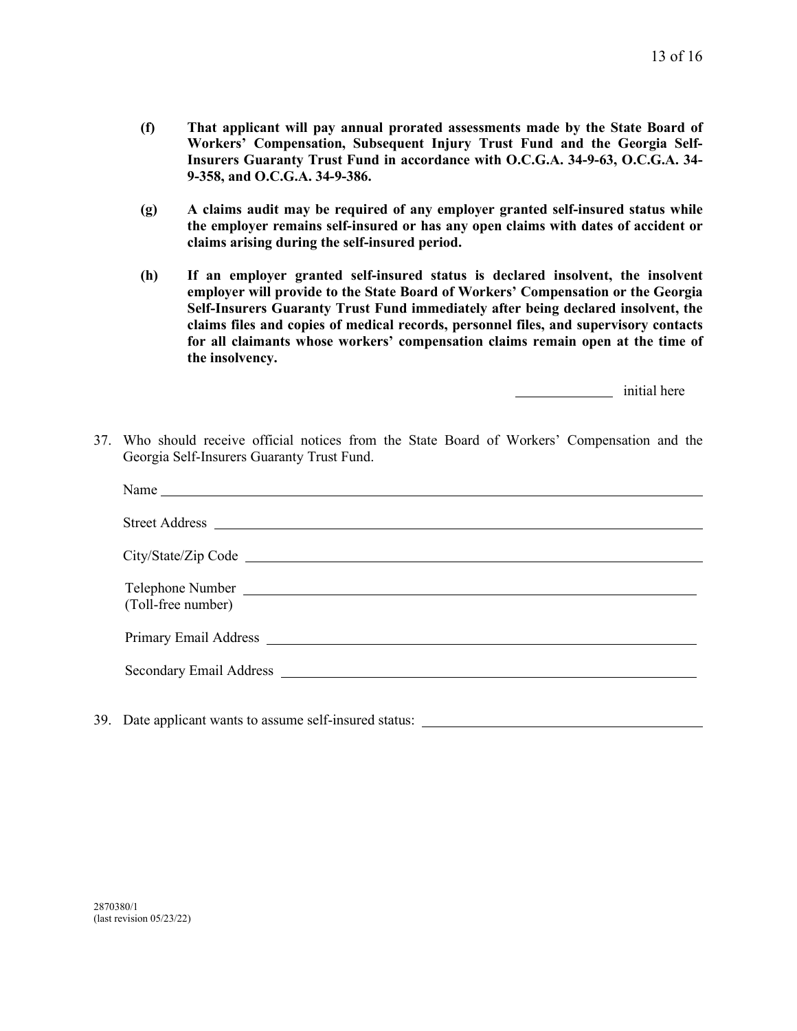**(f) That applicant will pay annual prorated assessments made by the State Board of Workers' Compensation, Subsequent Injury Trust Fund and the Georgia Self-Insurers Guaranty Trust Fund in accordance with O.C.G.A. 34-9-63, O.C.G.A. 34-9-358, and O.C.G.A. 34-9-386.**

**(g) A claims audit may be required of any employer granted self-insured status while the employer remains self-insured or has any open claims with dates of accident or claims arising during the self-insured period.**

**(h) If an employer granted self-insured status is declared insolvent, the insolvent employer will provide to the State Board of Workers' Compensation or the Georgia Self-Insurers Guaranty Trust Fund immediately after being declared insolvent, the claims files and copies of medical records, personnel files, and supervisory contacts for all claimants whose workers' compensation claims remain open at the time of the insolvency.**

\_\_\_\_\_\_\_\_\_\_\_\_ initial here

37. Who should receive official notices from the State Board of Workers' Compensation and the Georgia Self-Insurers Guaranty Trust Fund.

Name \_\_\_\_\_\_\_\_\_\_\_\_\_\_\_\_\_\_\_\_\_\_\_\_\_\_\_\_\_\_\_\_\_\_\_\_\_\_\_\_

Street Address \_\_\_\_\_\_\_\_\_\_\_\_\_\_\_\_\_\_\_\_\_\_\_\_\_\_\_\_\_\_\_\_\_\_\_\_

City/State/Zip Code \_\_\_\_\_\_\_\_\_\_\_\_\_\_\_\_\_\_\_\_\_\_\_\_\_\_\_\_\_\_\_\_\_

Telephone Number \_\_\_\_\_\_\_\_\_\_\_\_\_\_\_\_\_\_\_\_\_\_\_\_\_\_\_\_\_\_\_\_\_\_
(Toll-free number)

Primary Email Address \_\_\_\_\_\_\_\_\_\_\_\_\_\_\_\_\_\_\_\_\_\_\_\_\_\_\_\_\_\_\_

Secondary Email Address \_\_\_\_\_\_\_\_\_\_\_\_\_\_\_\_\_\_\_\_\_\_\_\_\_\_\_\_\_

39. Date applicant wants to assume self-insured status: \_\_\_\_\_\_\_\_\_\_\_\_\_\_\_\_\_\_\_\_\_\_\_\_

2870380/1
(last revision 05/23/22)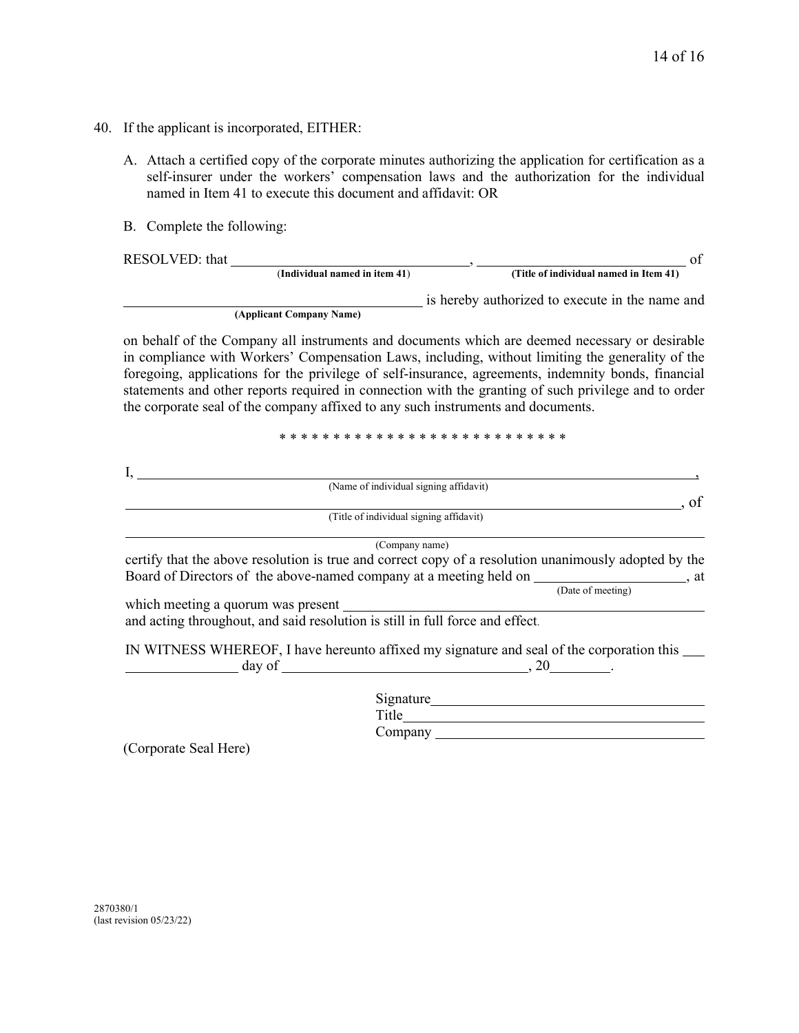40. If the applicant is incorporated, EITHER:

    A. Attach a certified copy of the corporate minutes authorizing the application for certification as a self-insurer under the workers' compensation laws and the authorization for the individual named in Item 41 to execute this document and affidavit: OR

    B. Complete the following:

RESOLVED: that ________________________________, ________________________________ of
(**Individual named in item 41**) (**Title of individual named in Item 41**)

________________________________________ is hereby authorized to execute in the name and
(**Applicant Company Name**)

on behalf of the Company all instruments and documents which are deemed necessary or desirable in compliance with Workers' Compensation Laws, including, without limiting the generality of the foregoing, applications for the privilege of self-insurance, agreements, indemnity bonds, financial statements and other reports required in connection with the granting of such privilege and to order the corporate seal of the company affixed to any such instruments and documents.

* * * * * * * * * * * * * * * * * * * * * * * * * * * *

I, ________________________________________________________________________,
(Name of individual signing affidavit)

________________________________________________________________________, of
(Title of individual signing affidavit)

________________________________________________________________________
(Company name)

certify that the above resolution is true and correct copy of a resolution unanimously adopted by the Board of Directors of the above-named company at a meeting held on ____________________, at
(Date of meeting)

which meeting a quorum was present ____________________________________________
and acting throughout, and said resolution is still in full force and effect.

IN WITNESS WHEREOF, I have hereunto affixed my signature and seal of the corporation this ___ ______________ day of ________________________________, 20________.

Signature________________________________________
Title____________________________________________
Company ________________________________________

(Corporate Seal Here)

2870380/1
(last revision 05/23/22)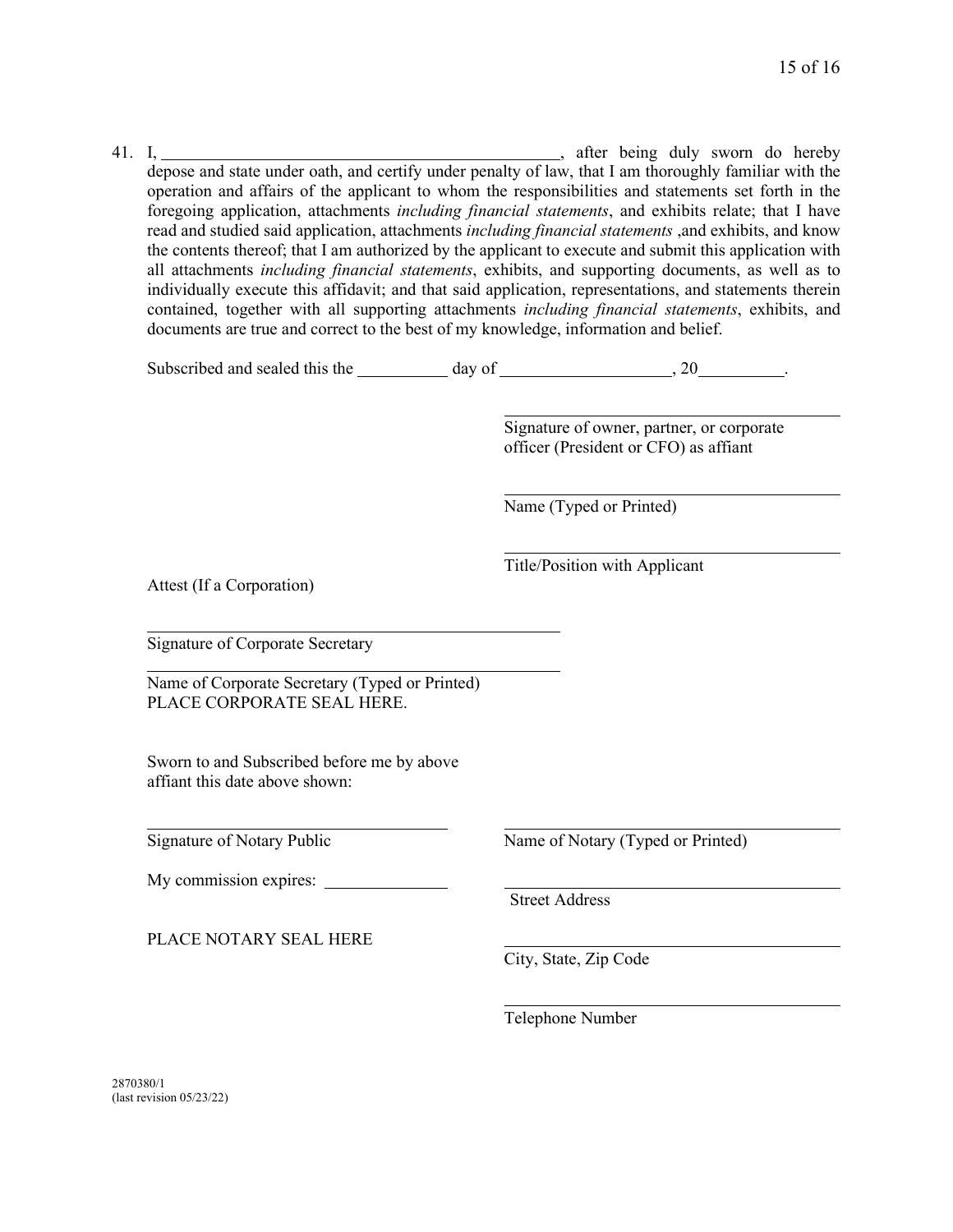41. I, ______________________________________________, after being duly sworn do hereby depose and state under oath, and certify under penalty of law, that I am thoroughly familiar with the operation and affairs of the applicant to whom the responsibilities and statements set forth in the foregoing application, attachments *including financial statements*, and exhibits relate; that I have read and studied said application, attachments *including financial statements* ,and exhibits, and know the contents thereof; that I am authorized by the applicant to execute and submit this application with all attachments *including financial statements*, exhibits, and supporting documents, as well as to individually execute this affidavit; and that said application, representations, and statements therein contained, together with all supporting attachments *including financial statements*, exhibits, and documents are true and correct to the best of my knowledge, information and belief.

    Subscribed and sealed this the __________ day of ____________________, 20__________.

    ________________________________________
    Signature of owner, partner, or corporate officer (President or CFO) as affiant

    ________________________________________
    Name (Typed or Printed)

    ________________________________________
    Title/Position with Applicant

    Attest (If a Corporation)

    ________________________________________
    Signature of Corporate Secretary

    ________________________________________
    Name of Corporate Secretary (Typed or Printed)
    PLACE CORPORATE SEAL HERE.

    Sworn to and Subscribed before me by above affiant this date above shown:

    ________________________________________
    Signature of Notary Public

    ________________________________________
    Name of Notary (Typed or Printed)

    My commission expires: ______________

    ________________________________________
    Street Address

    PLACE NOTARY SEAL HERE

    ________________________________________
    City, State, Zip Code

    ________________________________________
    Telephone Number

2870380/1
(last revision 05/23/22)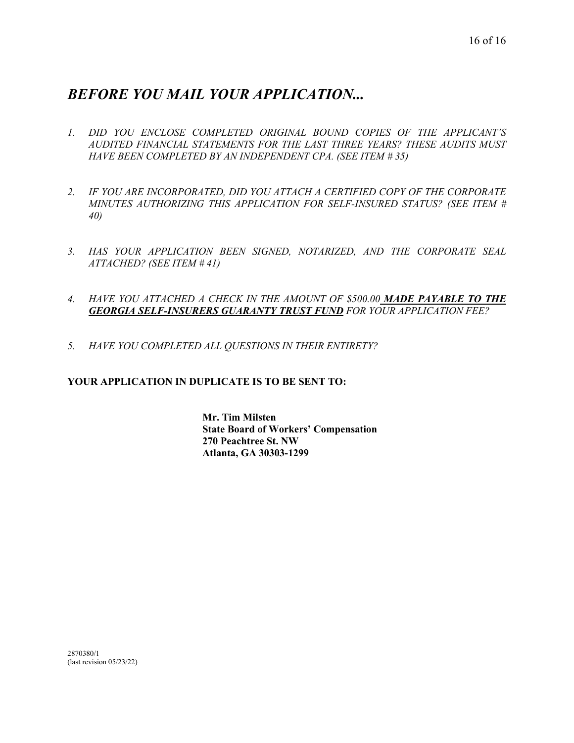## *BEFORE YOU MAIL YOUR APPLICATION...*

1. *DID YOU ENCLOSE COMPLETED ORIGINAL BOUND COPIES OF THE APPLICANT'S AUDITED FINANCIAL STATEMENTS FOR THE LAST THREE YEARS? THESE AUDITS MUST HAVE BEEN COMPLETED BY AN INDEPENDENT CPA. (SEE ITEM # 35)*

2. *IF YOU ARE INCORPORATED, DID YOU ATTACH A CERTIFIED COPY OF THE CORPORATE MINUTES AUTHORIZING THIS APPLICATION FOR SELF-INSURED STATUS? (SEE ITEM # 40)*

3. *HAS YOUR APPLICATION BEEN SIGNED, NOTARIZED, AND THE CORPORATE SEAL ATTACHED? (SEE ITEM # 41)*

4. *HAVE YOU ATTACHED A CHECK IN THE AMOUNT OF $500.00* ***MADE PAYABLE TO THE GEORGIA SELF-INSURERS GUARANTY TRUST FUND*** *FOR YOUR APPLICATION FEE?*

5. *HAVE YOU COMPLETED ALL QUESTIONS IN THEIR ENTIRETY?*

**YOUR APPLICATION IN DUPLICATE IS TO BE SENT TO:**

**Mr. Tim Milsten**
**State Board of Workers' Compensation**
**270 Peachtree St. NW**
**Atlanta, GA 30303-1299**

2870380/1
(last revision 05/23/22)